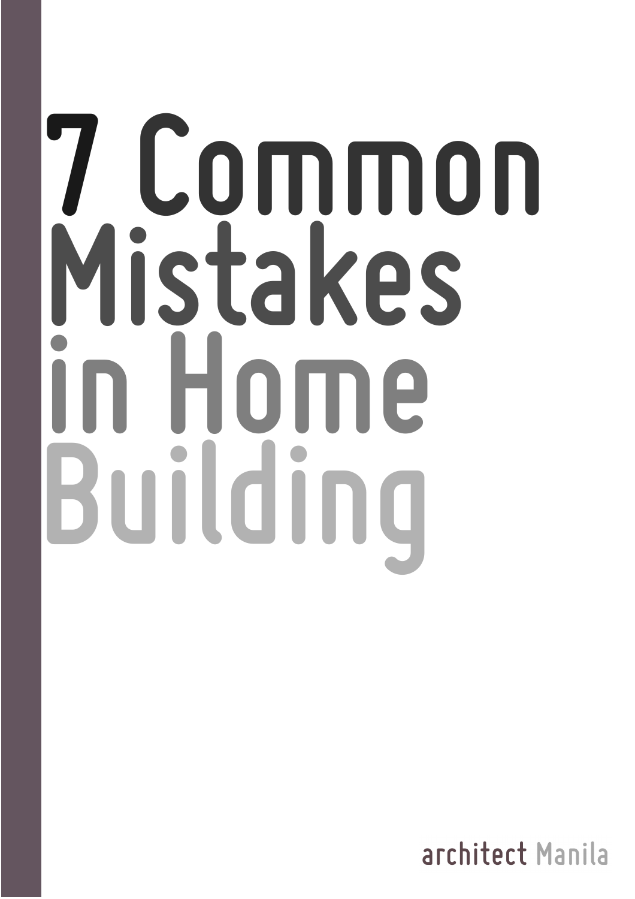# 7 Common Mistakes in Home Building

architect Manila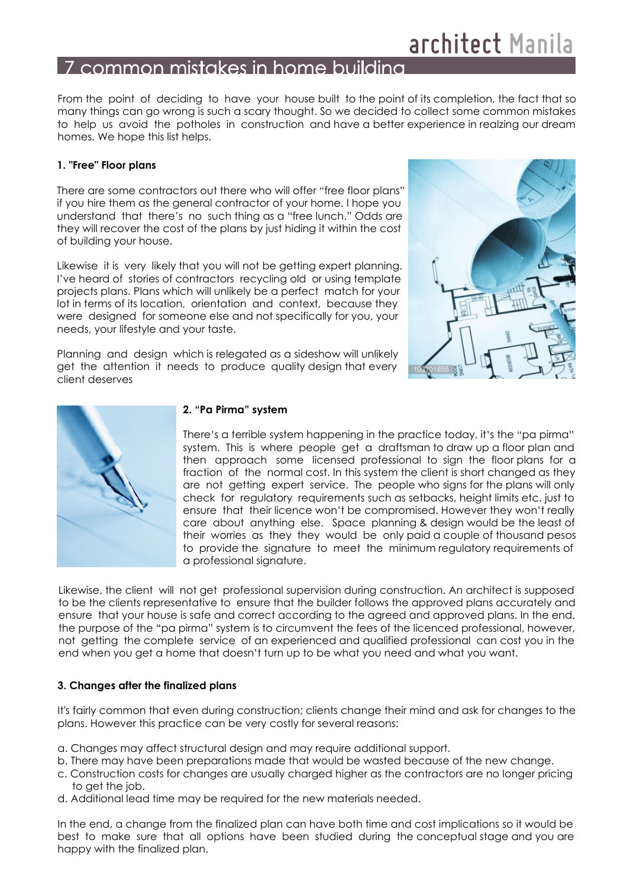# 7 common mistakes in home building

From the point of deciding to have your house built to the point of its completion, the fact that so many things can go wrong is such a scary thought. So we decided to collect some common mistakes to help us avoid the potholes in construction and have a better experience in realzing our dream homes. We hope this list helps.

**1. "Free" Floor plans**

There are some contractors out there who will offer "free floor plans" if you hire them as the general contractor of your home. I hope you understand that there's no such thing as a "free lunch." Odds are they will recover the cost of the plans by just hiding it within the cost of building your house.

Likewise it is very likely that you will not be getting expert planning. I've heard of stories of contractors recycling old or using template projects plans. Plans which will unlikely be a perfect match for your lot in terms of its location, orientation and context, because they were designed for someone else and not specifically for you, your needs, your lifestyle and your taste.

Planning and design which is relegated as a sideshow will unlikely get the attention it needs to produce quality design that every client deserves

**2. "Pa Pirma" system**

There's a terrible system happening in the practice today, it's the "pa pirma" system. This is where people get a draftsman to draw up a floor plan and then approach some licensed professional to sign the floor plans for a fraction of the normal cost. In this system the client is short changed as they are not getting expert service. The people who signs for the plans will only check for regulatory requirements such as setbacks, height limits etc. just to ensure that their licence won't be compromised. However they won't really care about anything else. Space planning & design would be the least of their worries as they they would be only paid a couple of thousand pesos to provide the signature to meet the minimum regulatory requirements of a professional signature.

Likewise, the client will not get professional supervision during construction. An architect is supposed to be the clients representative to ensure that the builder follows the approved plans accurately and ensure that your house is safe and correct according to the agreed and approved plans. In the end, the purpose of the "pa pirma" system is to circumvent the fees of the licenced professional, however, not getting the complete service of an experienced and qualified professional can cost you in the end when you get a home that doesn't turn up to be what you need and what you want.

**3. Changes after the finalized plans**

It's fairly common that even during construction; clients change their mind and ask for changes to the plans. However this practice can be very costly for several reasons:

a. Changes may affect structural design and may require additional support.
b. There may have been preparations made that would be wasted because of the new change.
c. Construction costs for changes are usually charged higher as the contractors are no longer pricing to get the job.
d. Additional lead time may be required for the new materials needed.

In the end, a change from the finalized plan can have both time and cost implications so it would be best to make sure that all options have been studied during the conceptual stage and you are happy with the finalized plan.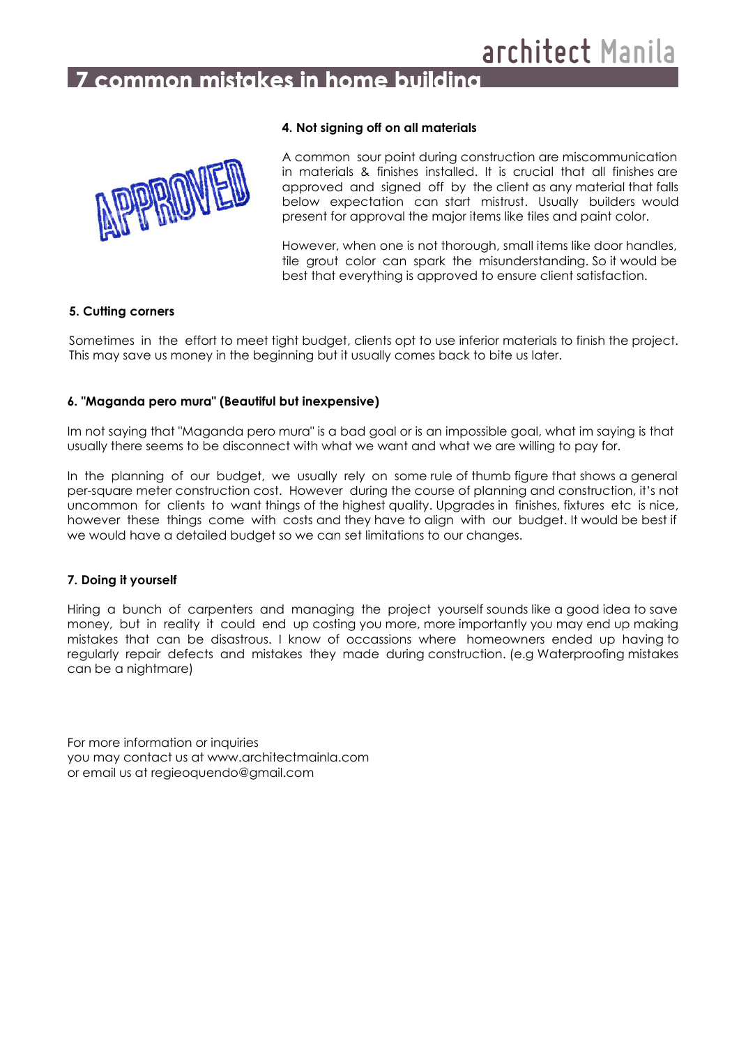# 7 common mistakes in home building

#### 4. Not signing off on all materials

A common sour point during construction are miscommunication in materials & finishes installed. It is crucial that all finishes are approved and signed off by the client as any material that falls below expectation can start mistrust. Usually builders would present for approval the major items like tiles and paint color.

However, when one is not thorough, small items like door handles, tile grout color can spark the misunderstanding. So it would be best that everything is approved to ensure client satisfaction.

#### 5. Cutting corners

Sometimes in the effort to meet tight budget, clients opt to use inferior materials to finish the project. This may save us money in the beginning but it usually comes back to bite us later.

#### 6. "Maganda pero mura" (Beautiful but inexpensive)

Im not saying that "Maganda pero mura" is a bad goal or is an impossible goal, what im saying is that usually there seems to be disconnect with what we want and what we are willing to pay for.

In the planning of our budget, we usually rely on some rule of thumb figure that shows a general per-square meter construction cost. However during the course of planning and construction, it's not uncommon for clients to want things of the highest quality. Upgrades in finishes, fixtures etc is nice, however these things come with costs and they have to align with our budget. It would be best if we would have a detailed budget so we can set limitations to our changes.

#### 7. Doing it yourself

Hiring a bunch of carpenters and managing the project yourself sounds like a good idea to save money, but in reality it could end up costing you more, more importantly you may end up making mistakes that can be disastrous. I know of occassions where homeowners ended up having to regularly repair defects and mistakes they made during construction. (e.g Waterproofing mistakes can be a nightmare)

For more information or inquiries
you may contact us at www.architectmainla.com
or email us at regieoquendo@gmail.com